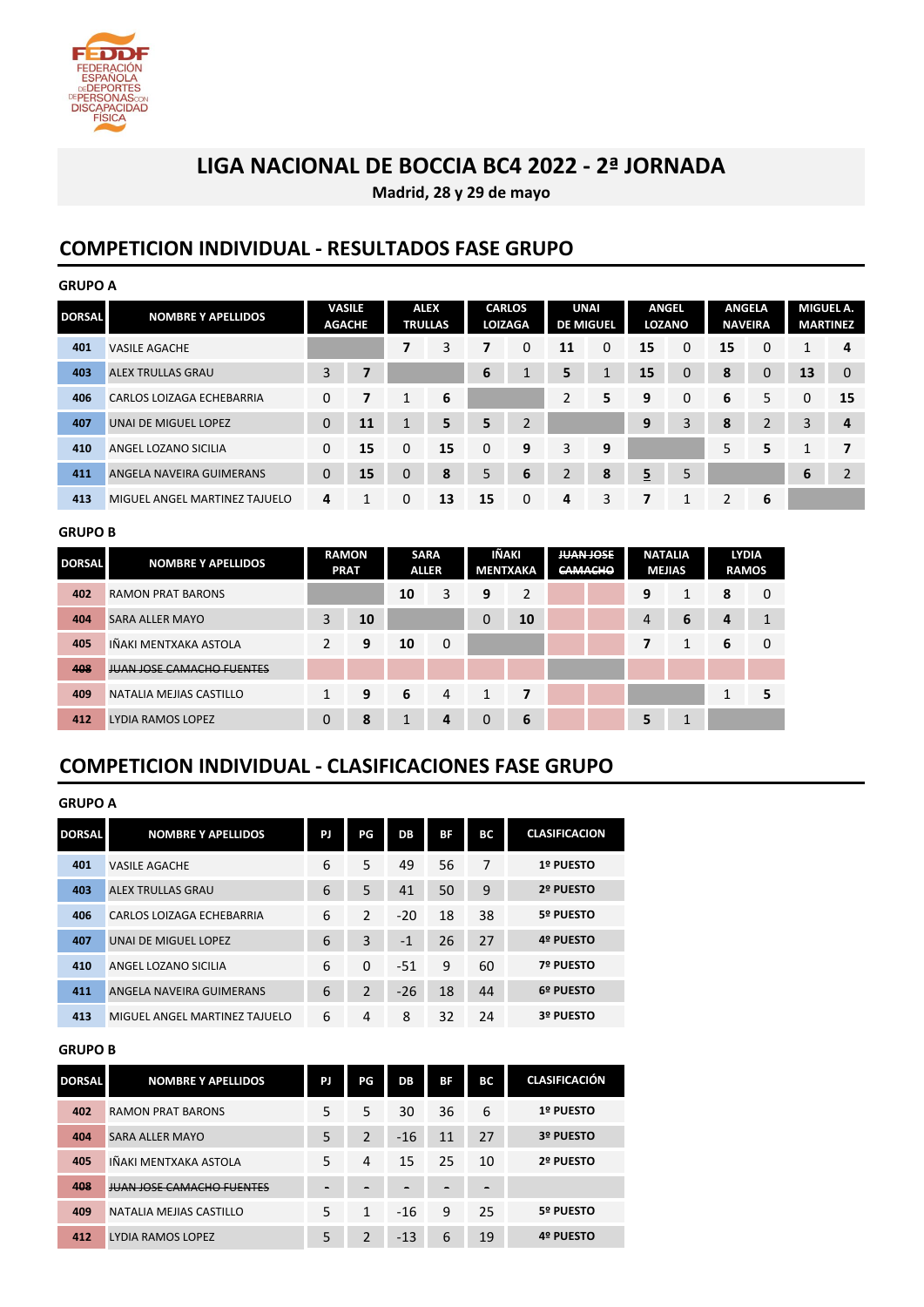FEDDF FEDERACIÓN ESPAÑOLA DE DEPORTES DE PERSONAS CON DISCAPACIDAD FÍSICA

# LIGA NACIONAL DE BOCCIA BC4 2022 - 2ª JORNADA

**Madrid, 28 y 29 de mayo**

## COMPETICION INDIVIDUAL - RESULTADOS FASE GRUPO

### GRUPO A

| DORSAL | NOMBRE Y APELLIDOS | VASILE AGACHE | | ALEX TRULLAS | | CARLOS LOIZAGA | | UNAI DE MIGUEL | | ANGEL LOZANO | | ANGELA NAVEIRA | | MIGUEL A. MARTINEZ | |
|---|---|---|---|---|---|---|---|---|---|---|---|---|---|---|---|
| 401 | VASILE AGACHE | | | **7** | 3 | **7** | 0 | **11** | 0 | **15** | 0 | **15** | 0 | 1 | **4** |
| 403 | ALEX TRULLAS GRAU | 3 | **7** | | | **6** | 1 | **5** | 1 | **15** | 0 | **8** | 0 | **13** | 0 |
| 406 | CARLOS LOIZAGA ECHEBARRIA | 0 | **7** | 1 | **6** | | | 2 | **5** | **9** | 0 | **6** | 5 | 0 | **15** |
| 407 | UNAI DE MIGUEL LOPEZ | 0 | **11** | 1 | **5** | **5** | 2 | | | **9** | 3 | **8** | 2 | 3 | **4** |
| 410 | ANGEL LOZANO SICILIA | 0 | **15** | 0 | **15** | 0 | **9** | 3 | **9** | | | 5 | **5** | 1 | **7** |
| 411 | ANGELA NAVEIRA GUIMERANS | 0 | **15** | 0 | **8** | 5 | **6** | 2 | **8** | **5** | 5 | | | **6** | 2 |
| 413 | MIGUEL ANGEL MARTINEZ TAJUELO | **4** | 1 | 0 | **13** | **15** | 0 | **4** | 3 | **7** | 1 | 2 | **6** | | |

### GRUPO B

| DORSAL | NOMBRE Y APELLIDOS | RAMON PRAT | | SARA ALLER | | IÑAKI MENTXAKA | | ~~JUAN JOSE CAMACHO~~ | | NATALIA MEJIAS | | LYDIA RAMOS | |
|---|---|---|---|---|---|---|---|---|---|---|---|---|---|
| 402 | RAMON PRAT BARONS | | | **10** | 3 | **9** | 2 | | | **9** | 1 | **8** | 0 |
| 404 | SARA ALLER MAYO | 3 | **10** | | | 0 | **10** | | | 4 | **6** | **4** | 1 |
| 405 | IÑAKI MENTXAKA ASTOLA | 2 | **9** | **10** | 0 | | | | | **7** | 1 | **6** | 0 |
| ~~408~~ | ~~JUAN JOSE CAMACHO FUENTES~~ | | | | | | | | | | | | |
| 409 | NATALIA MEJIAS CASTILLO | 1 | **9** | **6** | 4 | 1 | **7** | | | | | 1 | **5** |
| 412 | LYDIA RAMOS LOPEZ | 0 | **8** | 1 | **4** | 0 | **6** | | | **5** | 1 | | |

## COMPETICION INDIVIDUAL - CLASIFICACIONES FASE GRUPO

### GRUPO A

| DORSAL | NOMBRE Y APELLIDOS | PJ | PG | DB | BF | BC | CLASIFICACION |
|---|---|---|---|---|---|---|---|
| 401 | VASILE AGACHE | 6 | 5 | 49 | 56 | 7 | 1º PUESTO |
| 403 | ALEX TRULLAS GRAU | 6 | 5 | 41 | 50 | 9 | 2º PUESTO |
| 406 | CARLOS LOIZAGA ECHEBARRIA | 6 | 2 | -20 | 18 | 38 | 5º PUESTO |
| 407 | UNAI DE MIGUEL LOPEZ | 6 | 3 | -1 | 26 | 27 | 4º PUESTO |
| 410 | ANGEL LOZANO SICILIA | 6 | 0 | -51 | 9 | 60 | 7º PUESTO |
| 411 | ANGELA NAVEIRA GUIMERANS | 6 | 2 | -26 | 18 | 44 | 6º PUESTO |
| 413 | MIGUEL ANGEL MARTINEZ TAJUELO | 6 | 4 | 8 | 32 | 24 | 3º PUESTO |

### GRUPO B

| DORSAL | NOMBRE Y APELLIDOS | PJ | PG | DB | BF | BC | CLASIFICACIÓN |
|---|---|---|---|---|---|---|---|
| 402 | RAMON PRAT BARONS | 5 | 5 | 30 | 36 | 6 | 1º PUESTO |
| 404 | SARA ALLER MAYO | 5 | 2 | -16 | 11 | 27 | 3º PUESTO |
| 405 | IÑAKI MENTXAKA ASTOLA | 5 | 4 | 15 | 25 | 10 | 2º PUESTO |
| ~~408~~ | ~~JUAN JOSE CAMACHO FUENTES~~ | - | - | - | - | - | |
| 409 | NATALIA MEJIAS CASTILLO | 5 | 1 | -16 | 9 | 25 | 5º PUESTO |
| 412 | LYDIA RAMOS LOPEZ | 5 | 2 | -13 | 6 | 19 | 4º PUESTO |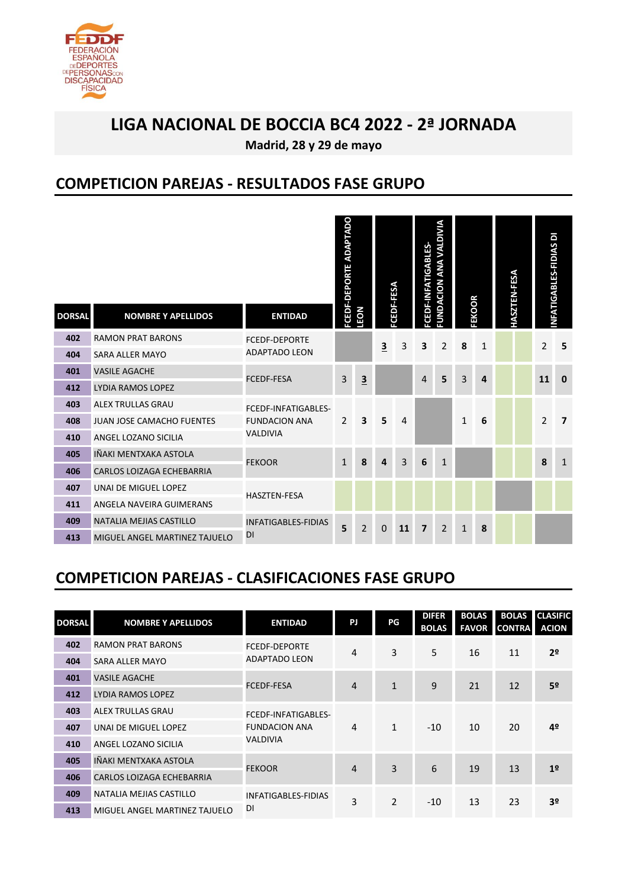FEDDF FEDERACIÓN ESPAÑOLA DE DEPORTES DE PERSONAS CON DISCAPACIDAD FÍSICA

# LIGA NACIONAL DE BOCCIA BC4 2022 - 2ª JORNADA

**Madrid, 28 y 29 de mayo**

## COMPETICION PAREJAS - RESULTADOS FASE GRUPO

| DORSAL | NOMBRE Y APELLIDOS | ENTIDAD | FCEDF-DEPORTE ADAPTADO LEON | | FCEDF-FESA | | FCEDF-INFATIGABLES-FUNDACION ANA VALDIVIA | | FEKOOR | | HASZTEN-FESA | | INFATIGABLES-FIDIAS DI | |
|---|---|---|---|---|---|---|---|---|---|---|---|---|---|---|
| 402 | RAMON PRAT BARONS | FCEDF-DEPORTE ADAPTADO LEON | | | 3 | 3 | 3 | 2 | 8 | 1 | | | 2 | 5 |
| 404 | SARA ALLER MAYO | | | | | | | | | | | | | |
| 401 | VASILE AGACHE | FCEDF-FESA | 3 | 3 | | | 4 | 5 | 3 | 4 | | | 11 | 0 |
| 412 | LYDIA RAMOS LOPEZ | | | | | | | | | | | | | |
| 403 | ALEX TRULLAS GRAU | FCEDF-INFATIGABLES-FUNDACION ANA VALDIVIA | 2 | 3 | 5 | 4 | | | 1 | 6 | | | 2 | 7 |
| 408 | JUAN JOSE CAMACHO FUENTES | | | | | | | | | | | | | |
| 410 | ANGEL LOZANO SICILIA | | | | | | | | | | | | | |
| 405 | IÑAKI MENTXAKA ASTOLA | FEKOOR | 1 | 8 | 4 | 3 | 6 | 1 | | | | | 8 | 1 |
| 406 | CARLOS LOIZAGA ECHEBARRIA | | | | | | | | | | | | | |
| 407 | UNAI DE MIGUEL LOPEZ | HASZTEN-FESA | | | | | | | | | | | | |
| 411 | ANGELA NAVEIRA GUIMERANS | | | | | | | | | | | | | |
| 409 | NATALIA MEJIAS CASTILLO | INFATIGABLES-FIDIAS DI | 5 | 2 | 0 | 11 | 7 | 2 | 1 | 8 | | | | |
| 413 | MIGUEL ANGEL MARTINEZ TAJUELO | | | | | | | | | | | | | |

## COMPETICION PAREJAS - CLASIFICACIONES FASE GRUPO

| DORSAL | NOMBRE Y APELLIDOS | ENTIDAD | PJ | PG | DIFER BOLAS | BOLAS FAVOR | BOLAS CONTRA | CLASIFICACION |
|---|---|---|---|---|---|---|---|---|
| 402 | RAMON PRAT BARONS | FCEDF-DEPORTE ADAPTADO LEON | 4 | 3 | 5 | 16 | 11 | 2º |
| 404 | SARA ALLER MAYO | | | | | | | |
| 401 | VASILE AGACHE | FCEDF-FESA | 4 | 1 | 9 | 21 | 12 | 5º |
| 412 | LYDIA RAMOS LOPEZ | | | | | | | |
| 403 | ALEX TRULLAS GRAU | FCEDF-INFATIGABLES-FUNDACION ANA VALDIVIA | 4 | 1 | -10 | 10 | 20 | 4º |
| 407 | UNAI DE MIGUEL LOPEZ | | | | | | | |
| 410 | ANGEL LOZANO SICILIA | | | | | | | |
| 405 | IÑAKI MENTXAKA ASTOLA | FEKOOR | 4 | 3 | 6 | 19 | 13 | 1º |
| 406 | CARLOS LOIZAGA ECHEBARRIA | | | | | | | |
| 409 | NATALIA MEJIAS CASTILLO | INFATIGABLES-FIDIAS DI | 3 | 2 | -10 | 13 | 23 | 3º |
| 413 | MIGUEL ANGEL MARTINEZ TAJUELO | | | | | | | |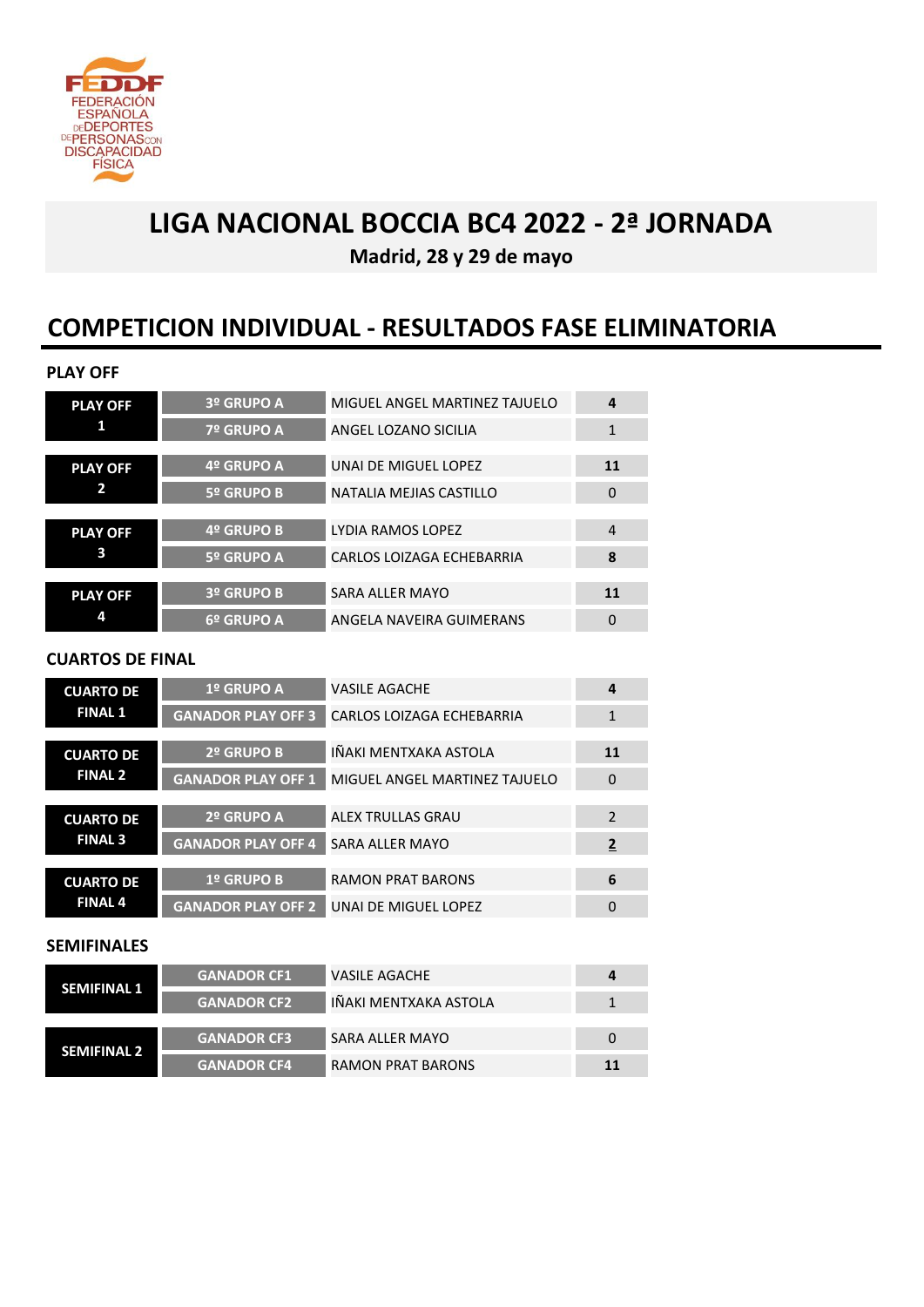FEDDF
FEDERACIÓN ESPAÑOLA DE DEPORTES DE PERSONAS CON DISCAPACIDAD FÍSICA

# LIGA NACIONAL BOCCIA BC4 2022 - 2ª JORNADA

**Madrid, 28 y 29 de mayo**

## COMPETICION INDIVIDUAL - RESULTADOS FASE ELIMINATORIA

### PLAY OFF

| Partido | Posición | Jugador | Resultado |
|---|---|---|---|
| PLAY OFF 1 | 3º GRUPO A | MIGUEL ANGEL MARTINEZ TAJUELO | **4** |
| | 7º GRUPO A | ANGEL LOZANO SICILIA | 1 |
| PLAY OFF 2 | 4º GRUPO A | UNAI DE MIGUEL LOPEZ | **11** |
| | 5º GRUPO B | NATALIA MEJIAS CASTILLO | 0 |
| PLAY OFF 3 | 4º GRUPO B | LYDIA RAMOS LOPEZ | 4 |
| | 5º GRUPO A | CARLOS LOIZAGA ECHEBARRIA | **8** |
| PLAY OFF 4 | 3º GRUPO B | SARA ALLER MAYO | **11** |
| | 6º GRUPO A | ANGELA NAVEIRA GUIMERANS | 0 |

### CUARTOS DE FINAL

| Partido | Posición | Jugador | Resultado |
|---|---|---|---|
| CUARTO DE FINAL 1 | 1º GRUPO A | VASILE AGACHE | **4** |
| | GANADOR PLAY OFF 3 | CARLOS LOIZAGA ECHEBARRIA | 1 |
| CUARTO DE FINAL 2 | 2º GRUPO B | IÑAKI MENTXAKA ASTOLA | **11** |
| | GANADOR PLAY OFF 1 | MIGUEL ANGEL MARTINEZ TAJUELO | 0 |
| CUARTO DE FINAL 3 | 2º GRUPO A | ALEX TRULLAS GRAU | 2 |
| | GANADOR PLAY OFF 4 | SARA ALLER MAYO | **2** |
| CUARTO DE FINAL 4 | 1º GRUPO B | RAMON PRAT BARONS | **6** |
| | GANADOR PLAY OFF 2 | UNAI DE MIGUEL LOPEZ | 0 |

### SEMIFINALES

| Partido | Posición | Jugador | Resultado |
|---|---|---|---|
| SEMIFINAL 1 | GANADOR CF1 | VASILE AGACHE | **4** |
| | GANADOR CF2 | IÑAKI MENTXAKA ASTOLA | 1 |
| SEMIFINAL 2 | GANADOR CF3 | SARA ALLER MAYO | 0 |
| | GANADOR CF4 | RAMON PRAT BARONS | **11** |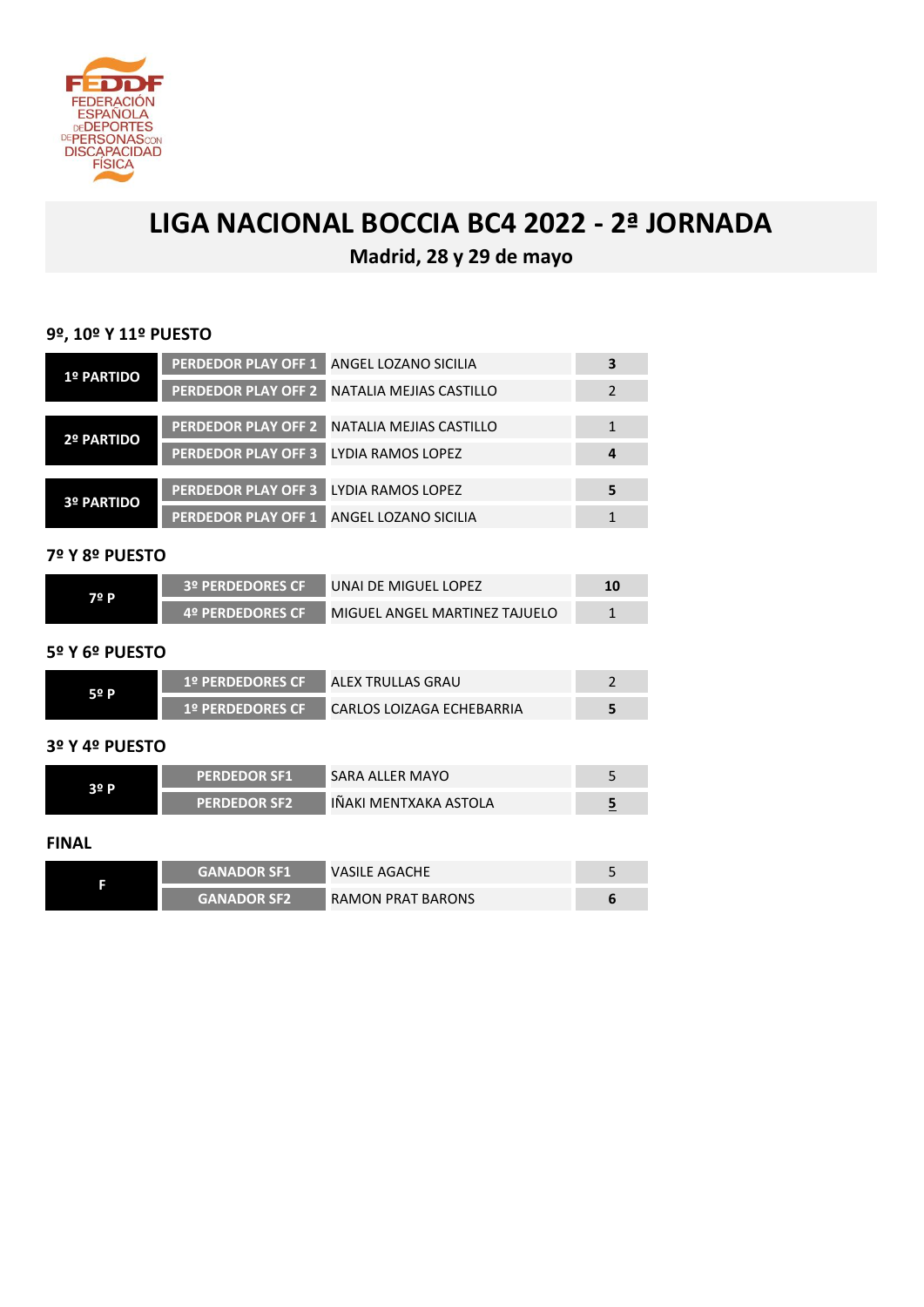# LIGA NACIONAL BOCCIA BC4 2022 - 2ª JORNADA

**Madrid, 28 y 29 de mayo**

### 9º, 10º Y 11º PUESTO

| Partido | Posición | Jugador | Resultado |
|---|---|---|---|
| 1º PARTIDO | PERDEDOR PLAY OFF 1 | ANGEL LOZANO SICILIA | **3** |
| | PERDEDOR PLAY OFF 2 | NATALIA MEJIAS CASTILLO | 2 |
| 2º PARTIDO | PERDEDOR PLAY OFF 2 | NATALIA MEJIAS CASTILLO | 1 |
| | PERDEDOR PLAY OFF 3 | LYDIA RAMOS LOPEZ | **4** |
| 3º PARTIDO | PERDEDOR PLAY OFF 3 | LYDIA RAMOS LOPEZ | **5** |
| | PERDEDOR PLAY OFF 1 | ANGEL LOZANO SICILIA | 1 |

### 7º Y 8º PUESTO

| Partido | Posición | Jugador | Resultado |
|---|---|---|---|
| 7º P | 3º PERDEDORES CF | UNAI DE MIGUEL LOPEZ | **10** |
| | 4º PERDEDORES CF | MIGUEL ANGEL MARTINEZ TAJUELO | 1 |

### 5º Y 6º PUESTO

| Partido | Posición | Jugador | Resultado |
|---|---|---|---|
| 5º P | 1º PERDEDORES CF | ALEX TRULLAS GRAU | 2 |
| | 1º PERDEDORES CF | CARLOS LOIZAGA ECHEBARRIA | **5** |

### 3º Y 4º PUESTO

| Partido | Posición | Jugador | Resultado |
|---|---|---|---|
| 3º P | PERDEDOR SF1 | SARA ALLER MAYO | 5 |
| | PERDEDOR SF2 | IÑAKI MENTXAKA ASTOLA | **5** |

### FINAL

| Partido | Posición | Jugador | Resultado |
|---|---|---|---|
| F | GANADOR SF1 | VASILE AGACHE | 5 |
| | GANADOR SF2 | RAMON PRAT BARONS | **6** |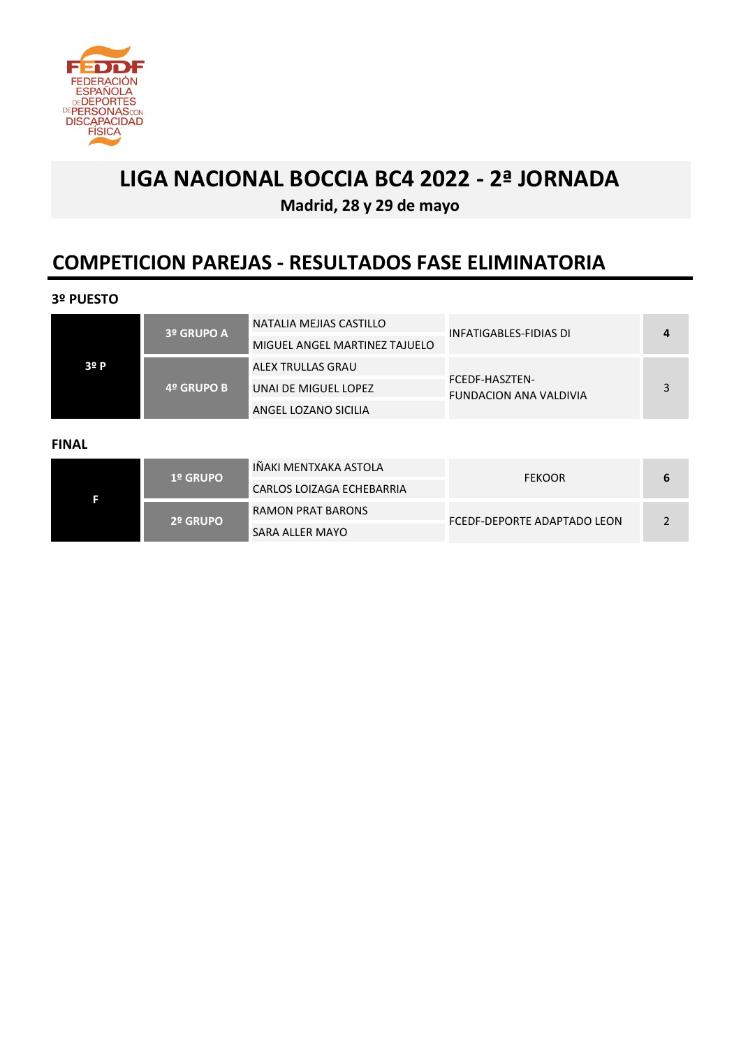FEDDF
FEDERACIÓN ESPAÑOLA DE DEPORTES DE PERSONAS CON DISCAPACIDAD FÍSICA

# LIGA NACIONAL BOCCIA BC4 2022 - 2ª JORNADA

**Madrid, 28 y 29 de mayo**

## COMPETICION PAREJAS - RESULTADOS FASE ELIMINATORIA

### 3º PUESTO

| | | | | |
|---|---|---|---|---|
| 3º P | 3º GRUPO A | NATALIA MEJIAS CASTILLO<br>MIGUEL ANGEL MARTINEZ TAJUELO | INFATIGABLES-FIDIAS DI | **4** |
| | 4º GRUPO B | ALEX TRULLAS GRAU<br>UNAI DE MIGUEL LOPEZ<br>ANGEL LOZANO SICILIA | FCEDF-HASZTEN-FUNDACION ANA VALDIVIA | 3 |

### FINAL

| | | | | |
|---|---|---|---|---|
| F | 1º GRUPO | IÑAKI MENTXAKA ASTOLA<br>CARLOS LOIZAGA ECHEBARRIA | FEKOOR | **6** |
| | 2º GRUPO | RAMON PRAT BARONS<br>SARA ALLER MAYO | FCEDF-DEPORTE ADAPTADO LEON | 2 |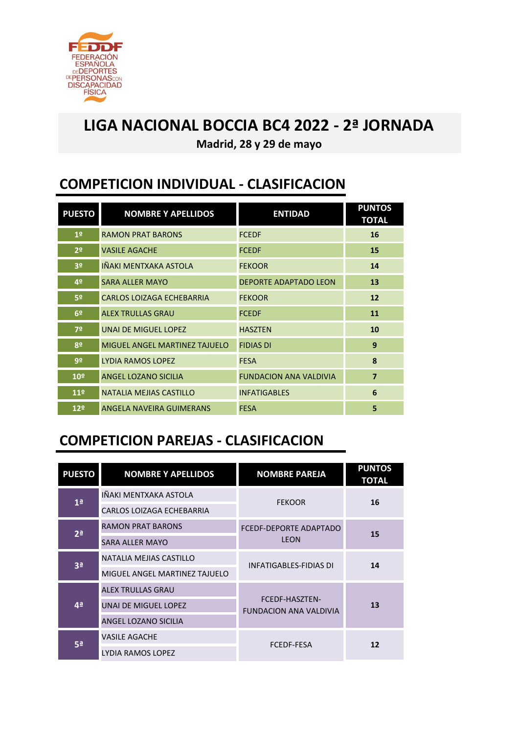FEDDF FEDERACIÓN ESPAÑOLA DE DEPORTES DE PERSONAS CON DISCAPACIDAD FÍSICA

# LIGA NACIONAL BOCCIA BC4 2022 - 2ª JORNADA

**Madrid, 28 y 29 de mayo**

## COMPETICION INDIVIDUAL - CLASIFICACION

| PUESTO | NOMBRE Y APELLIDOS | ENTIDAD | PUNTOS TOTAL |
|---|---|---|---|
| 1º | RAMON PRAT BARONS | FCEDF | 16 |
| 2º | VASILE AGACHE | FCEDF | 15 |
| 3º | IÑAKI MENTXAKA ASTOLA | FEKOOR | 14 |
| 4º | SARA ALLER MAYO | DEPORTE ADAPTADO LEON | 13 |
| 5º | CARLOS LOIZAGA ECHEBARRIA | FEKOOR | 12 |
| 6º | ALEX TRULLAS GRAU | FCEDF | 11 |
| 7º | UNAI DE MIGUEL LOPEZ | HASZTEN | 10 |
| 8º | MIGUEL ANGEL MARTINEZ TAJUELO | FIDIAS DI | 9 |
| 9º | LYDIA RAMOS LOPEZ | FESA | 8 |
| 10º | ANGEL LOZANO SICILIA | FUNDACION ANA VALDIVIA | 7 |
| 11º | NATALIA MEJIAS CASTILLO | INFATIGABLES | 6 |
| 12º | ANGELA NAVEIRA GUIMERANS | FESA | 5 |

## COMPETICION PAREJAS - CLASIFICACION

| PUESTO | NOMBRE Y APELLIDOS | NOMBRE PAREJA | PUNTOS TOTAL |
|---|---|---|---|
| 1ª | IÑAKI MENTXAKA ASTOLA<br>CARLOS LOIZAGA ECHEBARRIA | FEKOOR | 16 |
| 2ª | RAMON PRAT BARONS<br>SARA ALLER MAYO | FCEDF-DEPORTE ADAPTADO LEON | 15 |
| 3ª | NATALIA MEJIAS CASTILLO<br>MIGUEL ANGEL MARTINEZ TAJUELO | INFATIGABLES-FIDIAS DI | 14 |
| 4ª | ALEX TRULLAS GRAU<br>UNAI DE MIGUEL LOPEZ<br>ANGEL LOZANO SICILIA | FCEDF-HASZTEN-FUNDACION ANA VALDIVIA | 13 |
| 5ª | VASILE AGACHE<br>LYDIA RAMOS LOPEZ | FCEDF-FESA | 12 |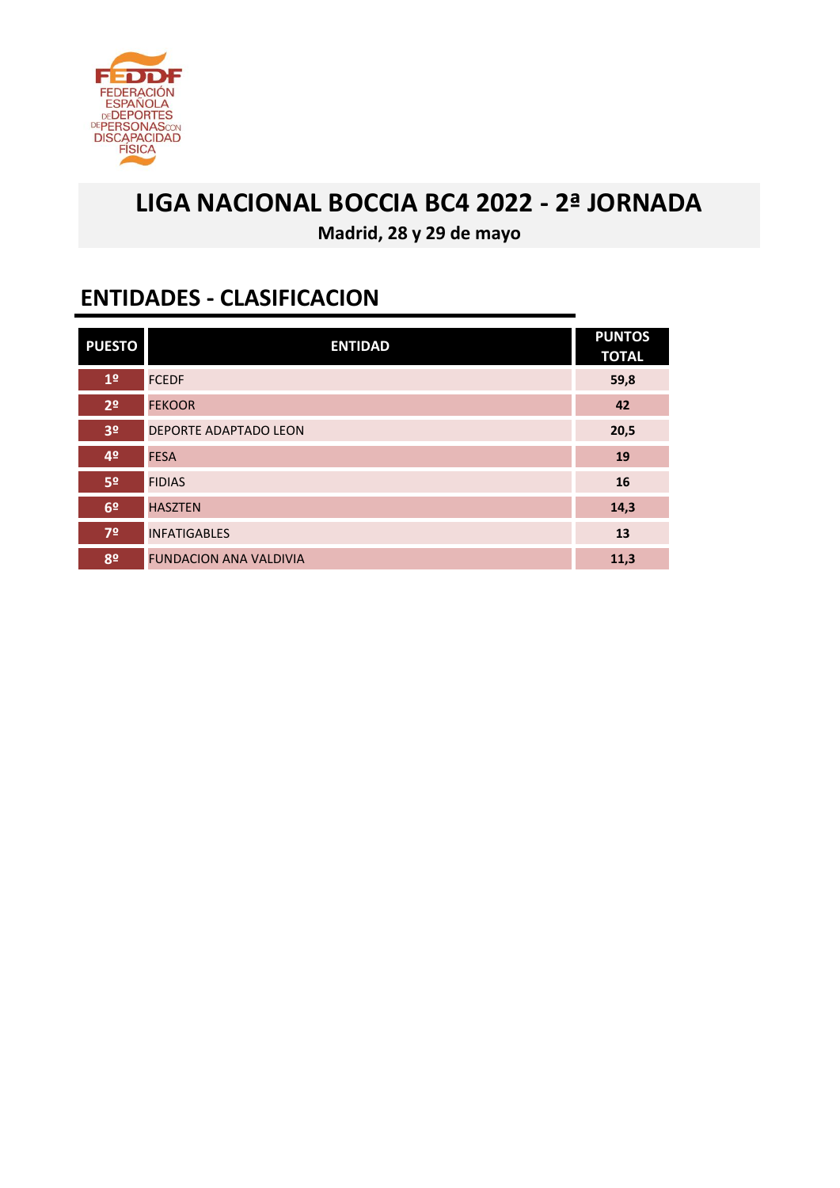FEDDF
FEDERACIÓN ESPAÑOLA DE DEPORTES DE PERSONAS CON DISCAPACIDAD FÍSICA

# LIGA NACIONAL BOCCIA BC4 2022 - 2ª JORNADA

**Madrid, 28 y 29 de mayo**

## ENTIDADES - CLASIFICACION

| PUESTO | ENTIDAD | PUNTOS TOTAL |
|---|---|---|
| 1º | FCEDF | 59,8 |
| 2º | FEKOOR | 42 |
| 3º | DEPORTE ADAPTADO LEON | 20,5 |
| 4º | FESA | 19 |
| 5º | FIDIAS | 16 |
| 6º | HASZTEN | 14,3 |
| 7º | INFATIGABLES | 13 |
| 8º | FUNDACION ANA VALDIVIA | 11,3 |